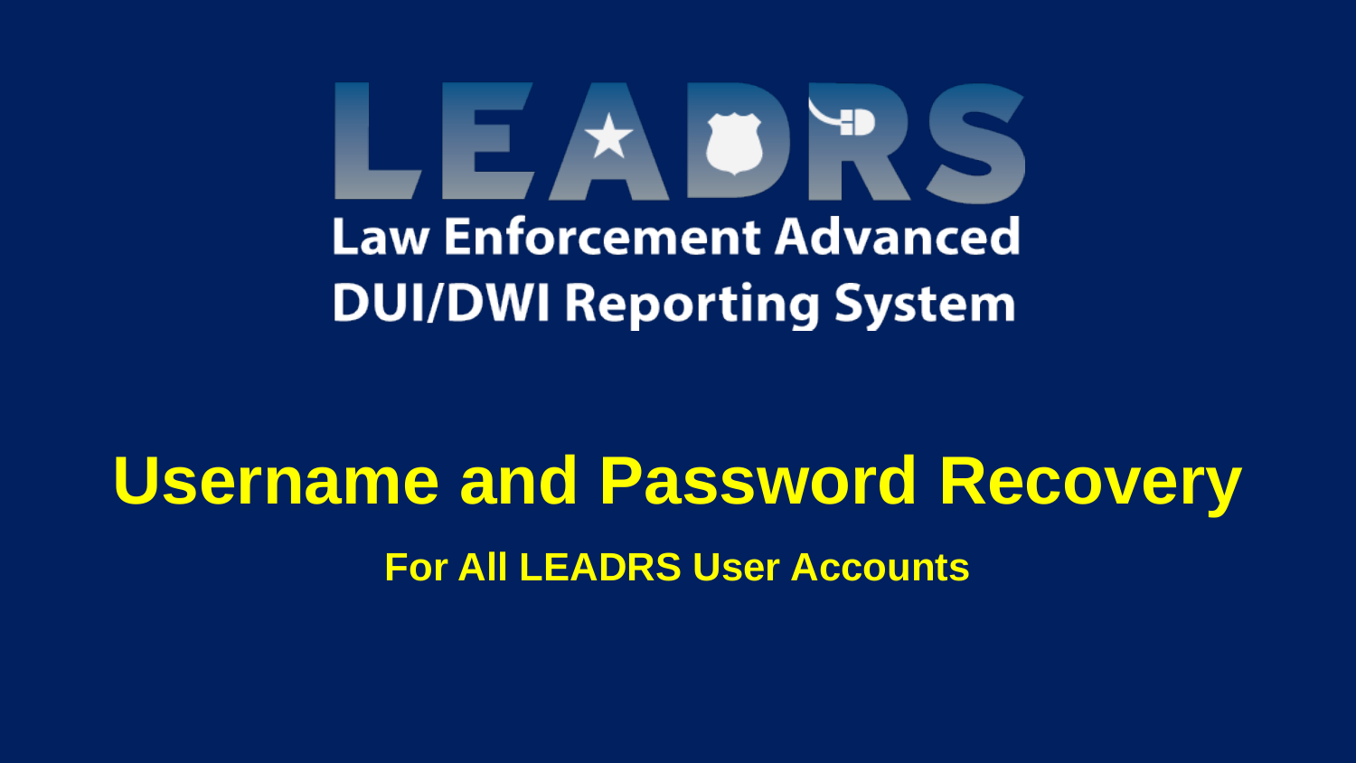# LEADRS

Law Enforcement Advanced DUI/DWI Reporting System

# Username and Password Recovery

**For All LEADRS User Accounts**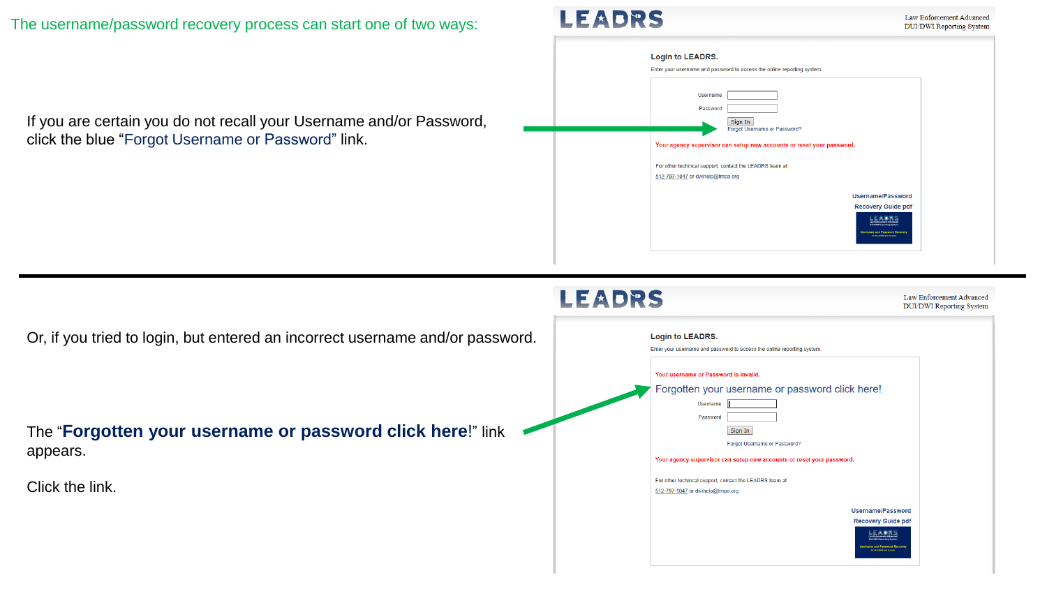The username/password recovery process can start one of two ways:

If you are certain you do not recall your Username and/or Password, click the blue "Forgot Username or Password" link.

**LEADRS** — Law Enforcement Advanced DUI/DWI Reporting System

**Login to LEADRS.**

Enter your username and password to access the online reporting system.

Username

Password

Sign In

Forgot Username or Password?

**Your agency supervisor can setup new accounts or reset your password.**

For other techincal support, contact the LEADRS team at 512-797-1047 or dwihelp@tmpa.org

**Username/Password Recovery Guide pdf**

---

Or, if you tried to login, but entered an incorrect username and/or password.

The "**Forgotten your username or password click here!**" link appears.

Click the link.

**LEADRS** — Law Enforcement Advanced DUI/DWI Reporting System

**Login to LEADRS.**

Enter your username and password to access the online reporting system.

**Your username or Password is invalid.**

Forgotten your username or password click here!

Username

Password

Sign In

Forgot Username or Password?

**Your agency supervisor can setup new accounts or reset your password.**

For other techincal support, contact the LEADRS team at 512-797-1047 or dwihelp@tmpa.org

**Username/Password Recovery Guide pdf**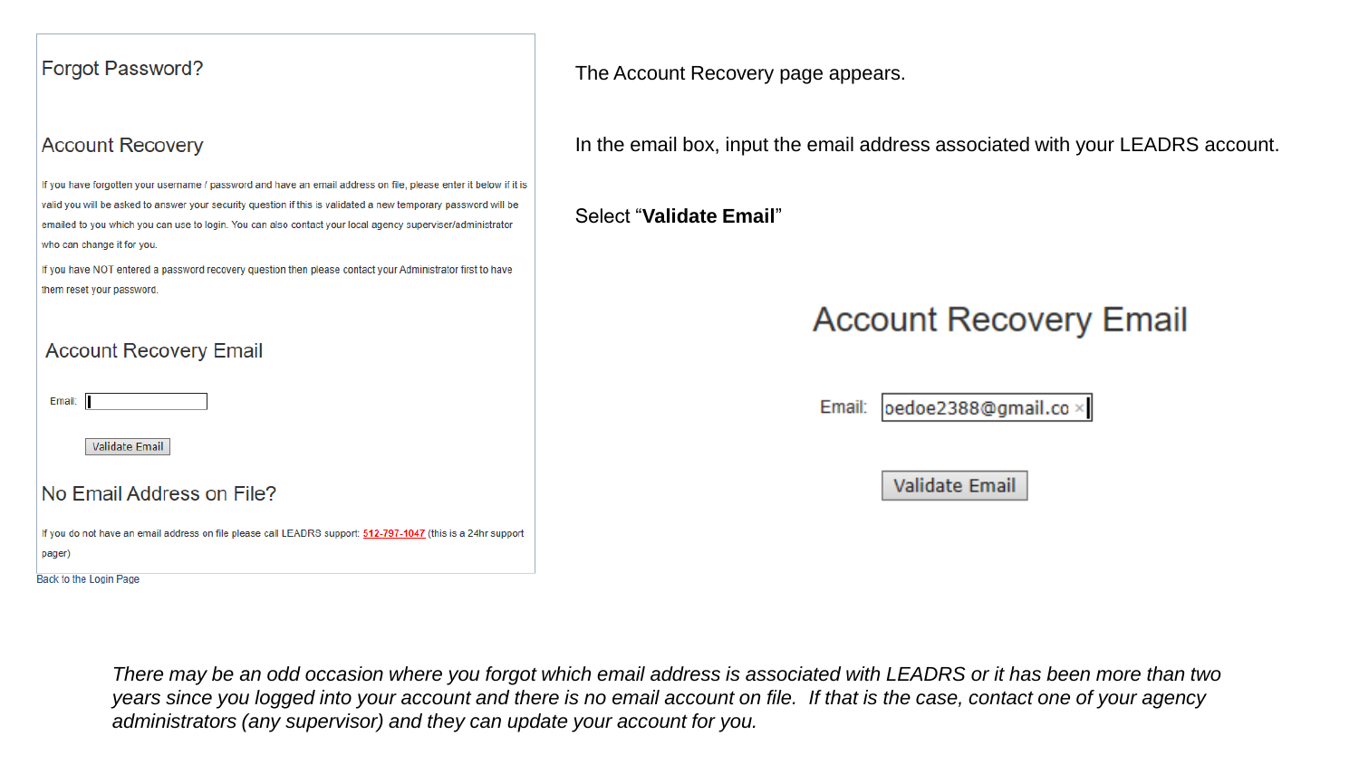## Forgot Password?

### Account Recovery

If you have forgotten your username / password and have an email address on file, please enter it below if it is valid you will be asked to answer your security question if this is validated a new temporary password will be emailed to you which you can use to login. You can also contact your local agency superviser/administrator who can change it for you.

If you have NOT entered a password recovery question then please contact your Administrator first to have them reset your password.

### Account Recovery Email

Email:

Validate Email

### No Email Address on File?

If you do not have an email address on file please call LEADRS support: 512-797-1047 (this is a 24hr support pager)

Back to the Login Page

The Account Recovery page appears.

In the email box, input the email address associated with your LEADRS account.

Select "**Validate Email**"

### Account Recovery Email

Email: oedoe2388@gmail.co

Validate Email

*There may be an odd occasion where you forgot which email address is associated with LEADRS or it has been more than two years since you logged into your account and there is no email account on file. If that is the case, contact one of your agency administrators (any supervisor) and they can update your account for you.*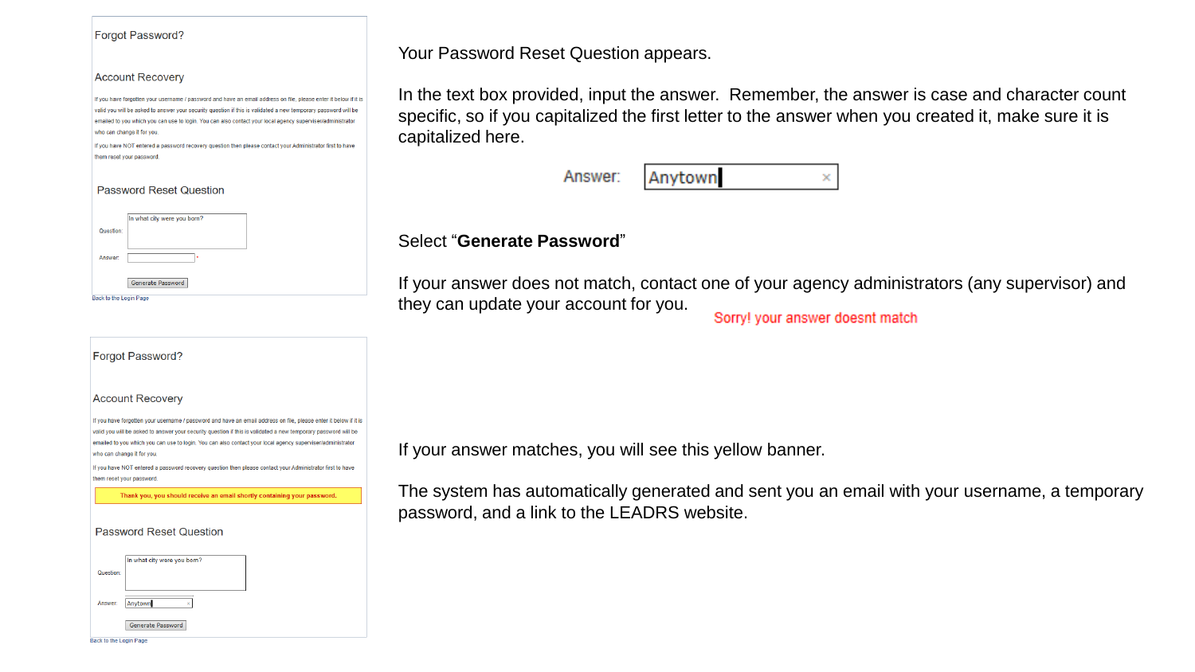Forgot Password?

Account Recovery

If you have forgotten your username / password and have an email address on file, please enter it below if it is valid you will be asked to answer your security question if this is validated a new temporary password will be emailed to you which you can use to login. You can also contact your local agency supervisor/administrator who can change it for you.

If you have NOT entered a password recovery question then please contact your Administrator first to have them reset your password.

Password Reset Question

Question: In what city were you born?

Answer: *

Generate Password

Back to the Login Page

Your Password Reset Question appears.

In the text box provided, input the answer. Remember, the answer is case and character count specific, so if you capitalized the first letter to the answer when you created it, make sure it is capitalized here.

Answer: Anytown

Select "**Generate Password**"

If your answer does not match, contact one of your agency administrators (any supervisor) and they can update your account for you.

Sorry! your answer doesnt match

Forgot Password?

Account Recovery

If you have forgotten your username / password and have an email address on file, please enter it below if it is valid you will be asked to answer your security question if this is validated a new temporary password will be emailed to you which you can use to login. You can also contact your local agency supervisor/administrator who can change it for you.

If you have NOT entered a password recovery question then please contact your Administrator first to have them reset your password.

**Thank you, you should receive an email shortly containing your password.**

Password Reset Question

Question: In what city were you born?

Answer: Anytown

Generate Password

Back to the Login Page

If your answer matches, you will see this yellow banner.

The system has automatically generated and sent you an email with your username, a temporary password, and a link to the LEADRS website.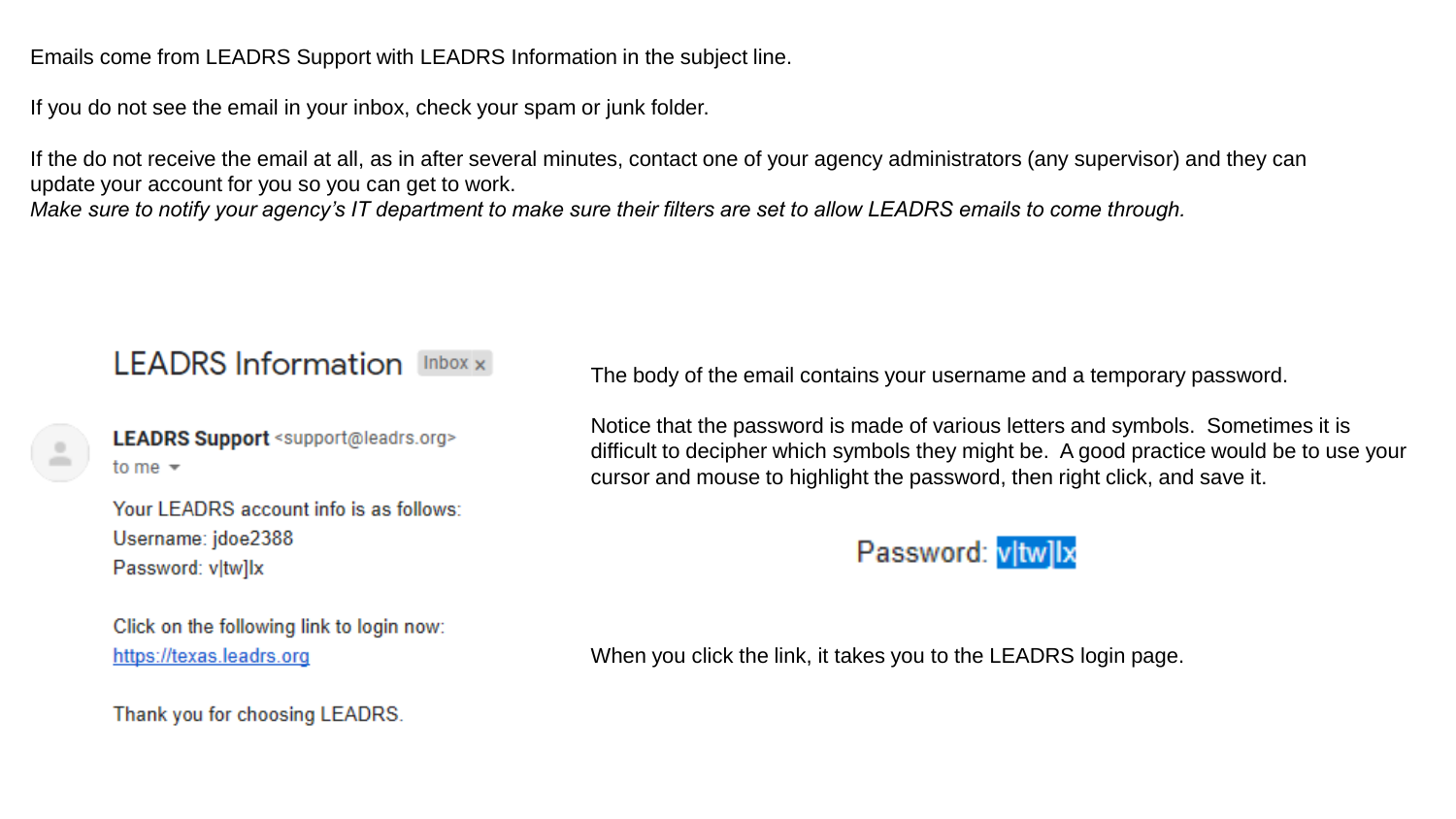Emails come from LEADRS Support with LEADRS Information in the subject line.

If you do not see the email in your inbox, check your spam or junk folder.

If the do not receive the email at all, as in after several minutes, contact one of your agency administrators (any supervisor) and they can update your account for you so you can get to work.
*Make sure to notify your agency's IT department to make sure their filters are set to allow LEADRS emails to come through.*

LEADRS Information Inbox x

**LEADRS Support** <support@leadrs.org>
to me

Your LEADRS account info is as follows:
Username: jdoe2388
Password: v|tw]lx

Click on the following link to login now:
https://texas.leadrs.org

Thank you for choosing LEADRS.

The body of the email contains your username and a temporary password.

Notice that the password is made of various letters and symbols. Sometimes it is difficult to decipher which symbols they might be. A good practice would be to use your cursor and mouse to highlight the password, then right click, and save it.

Password: v|tw]lx

When you click the link, it takes you to the LEADRS login page.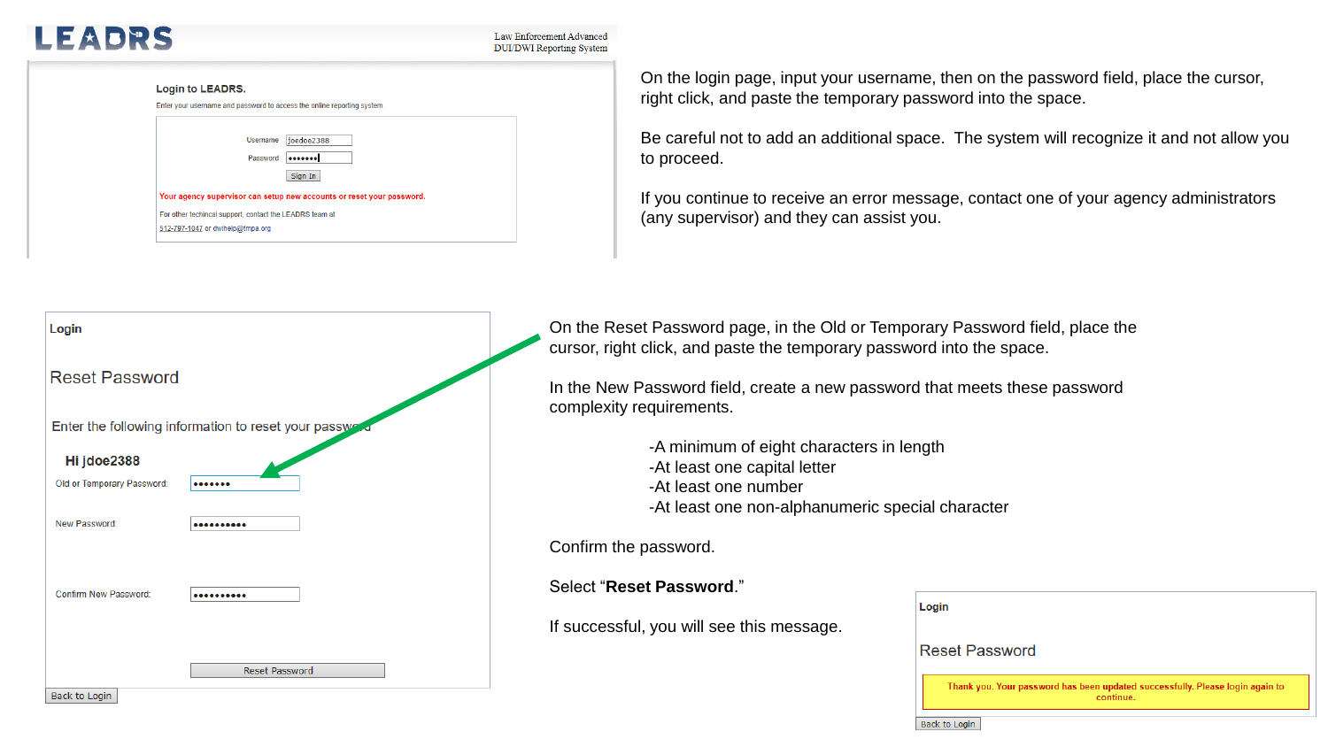On the login page, input your username, then on the password field, place the cursor, right click, and paste the temporary password into the space.

Be careful not to add an additional space. The system will recognize it and not allow you to proceed.

If you continue to receive an error message, contact one of your agency administrators (any supervisor) and they can assist you.

On the Reset Password page, in the Old or Temporary Password field, place the cursor, right click, and paste the temporary password into the space.

In the New Password field, create a new password that meets these password complexity requirements.

- -A minimum of eight characters in length
- -At least one capital letter
- -At least one number
- -At least one non-alphanumeric special character

Confirm the password.

Select "**Reset Password**."

If successful, you will see this message.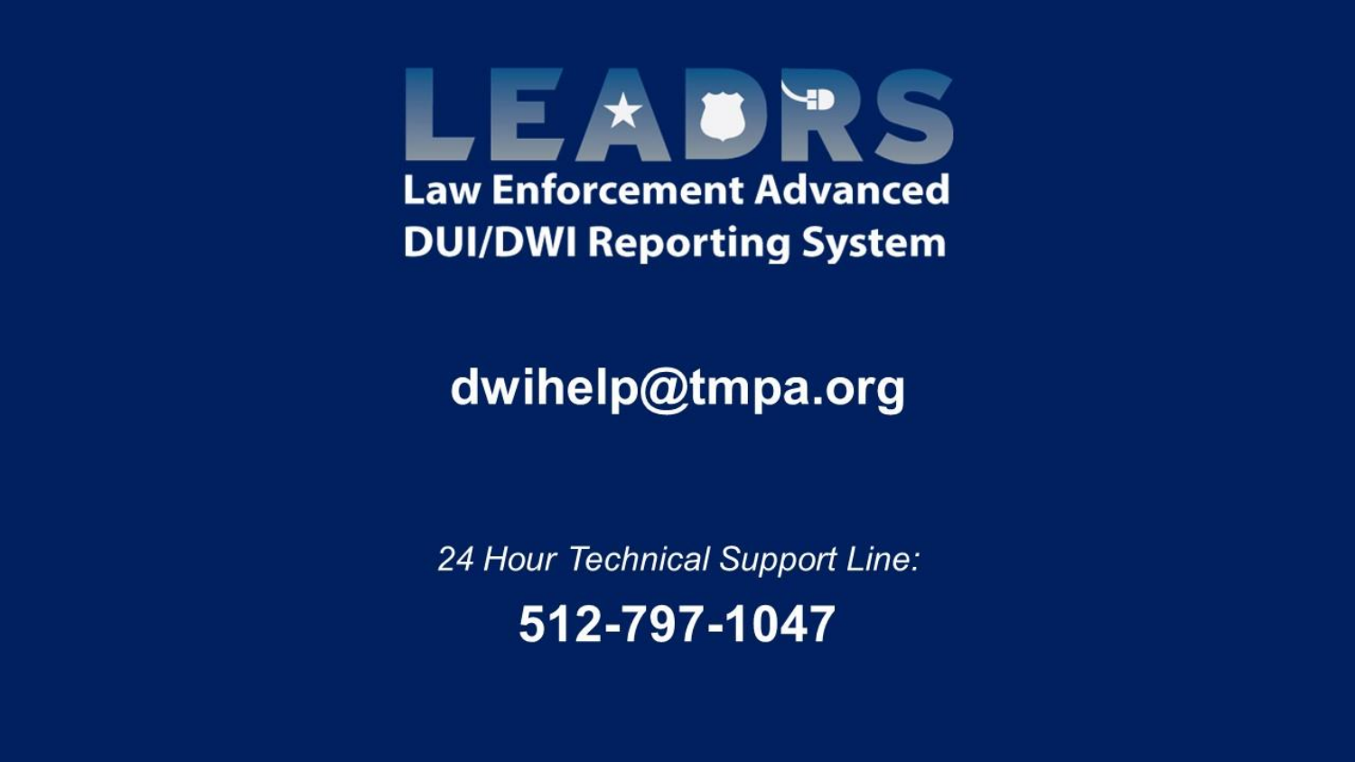# LEADRS

**Law Enforcement Advanced DUI/DWI Reporting System**

**dwihelp@tmpa.org**

*24 Hour Technical Support Line:*

**512-797-1047**